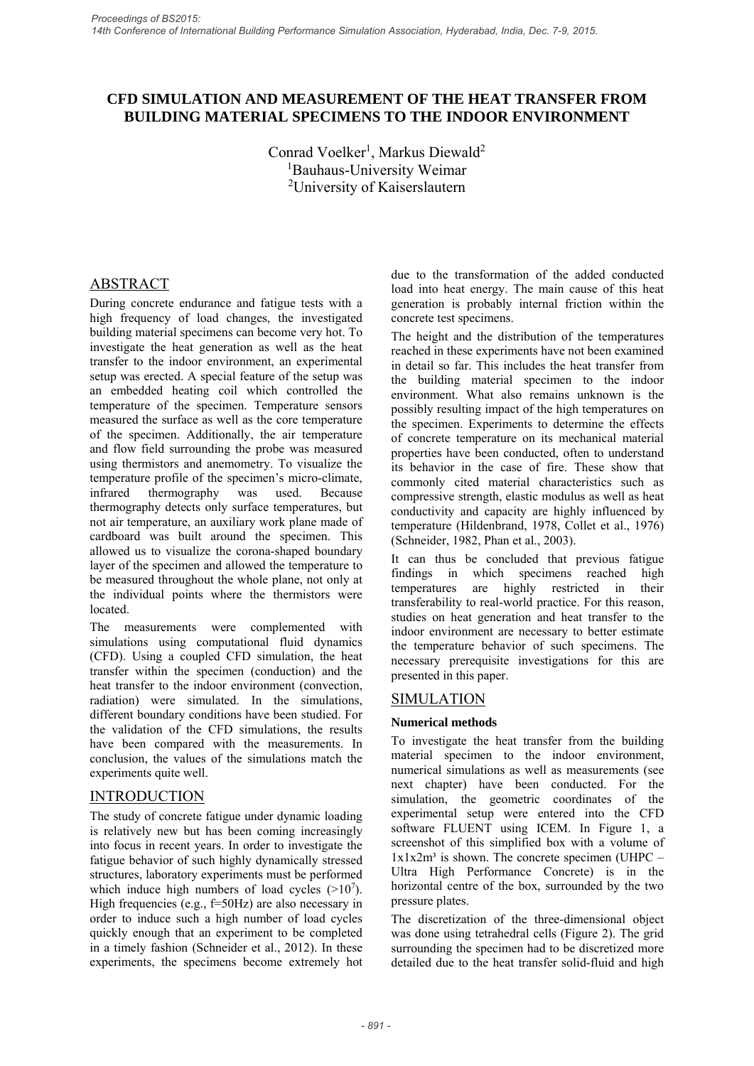# CFD SIMULATION AND MEASUREMENT OF THE HEAT TRANSFER FROM BUILDING MATERIAL SPECIMENS TO THE INDOOR ENVIRONMENT

Conrad Voelker[1], Markus Diewald[2]
[1]Bauhaus-University Weimar
[2]University of Kaiserslautern

## ABSTRACT

During concrete endurance and fatigue tests with a high frequency of load changes, the investigated building material specimens can become very hot. To investigate the heat generation as well as the heat transfer to the indoor environment, an experimental setup was erected. A special feature of the setup was an embedded heating coil which controlled the temperature of the specimen. Temperature sensors measured the surface as well as the core temperature of the specimen. Additionally, the air temperature and flow field surrounding the probe was measured using thermistors and anemometry. To visualize the temperature profile of the specimen's micro-climate, infrared thermography was used. Because thermography detects only surface temperatures, but not air temperature, an auxiliary work plane made of cardboard was built around the specimen. This allowed us to visualize the corona-shaped boundary layer of the specimen and allowed the temperature to be measured throughout the whole plane, not only at the individual points where the thermistors were located.

The measurements were complemented with simulations using computational fluid dynamics (CFD). Using a coupled CFD simulation, the heat transfer within the specimen (conduction) and the heat transfer to the indoor environment (convection, radiation) were simulated. In the simulations, different boundary conditions have been studied. For the validation of the CFD simulations, the results have been compared with the measurements. In conclusion, the values of the simulations match the experiments quite well.

## INTRODUCTION

The study of concrete fatigue under dynamic loading is relatively new but has been coming increasingly into focus in recent years. In order to investigate the fatigue behavior of such highly dynamically stressed structures, laboratory experiments must be performed which induce high numbers of load cycles ($>10^7$). High frequencies (e.g., f=50Hz) are also necessary in order to induce such a high number of load cycles quickly enough that an experiment to be completed in a timely fashion (Schneider et al., 2012). In these experiments, the specimens become extremely hot due to the transformation of the added conducted load into heat energy. The main cause of this heat generation is probably internal friction within the concrete test specimens.

The height and the distribution of the temperatures reached in these experiments have not been examined in detail so far. This includes the heat transfer from the building material specimen to the indoor environment. What also remains unknown is the possibly resulting impact of the high temperatures on the specimen. Experiments to determine the effects of concrete temperature on its mechanical material properties have been conducted, often to understand its behavior in the case of fire. These show that commonly cited material characteristics such as compressive strength, elastic modulus as well as heat conductivity and capacity are highly influenced by temperature (Hildenbrand, 1978, Collet et al., 1976) (Schneider, 1982, Phan et al., 2003).

It can thus be concluded that previous fatigue findings in which specimens reached high temperatures are highly restricted in their transferability to real-world practice. For this reason, studies on heat generation and heat transfer to the indoor environment are necessary to better estimate the temperature behavior of such specimens. The necessary prerequisite investigations for this are presented in this paper.

## SIMULATION

### Numerical methods

To investigate the heat transfer from the building material specimen to the indoor environment, numerical simulations as well as measurements (see next chapter) have been conducted. For the simulation, the geometric coordinates of the experimental setup were entered into the CFD software FLUENT using ICEM. In Figure 1, a screenshot of this simplified box with a volume of $1x1x2m^3$ is shown. The concrete specimen (UHPC – Ultra High Performance Concrete) is in the horizontal centre of the box, surrounded by the two pressure plates.

The discretization of the three-dimensional object was done using tetrahedral cells (Figure 2). The grid surrounding the specimen had to be discretized more detailed due to the heat transfer solid-fluid and high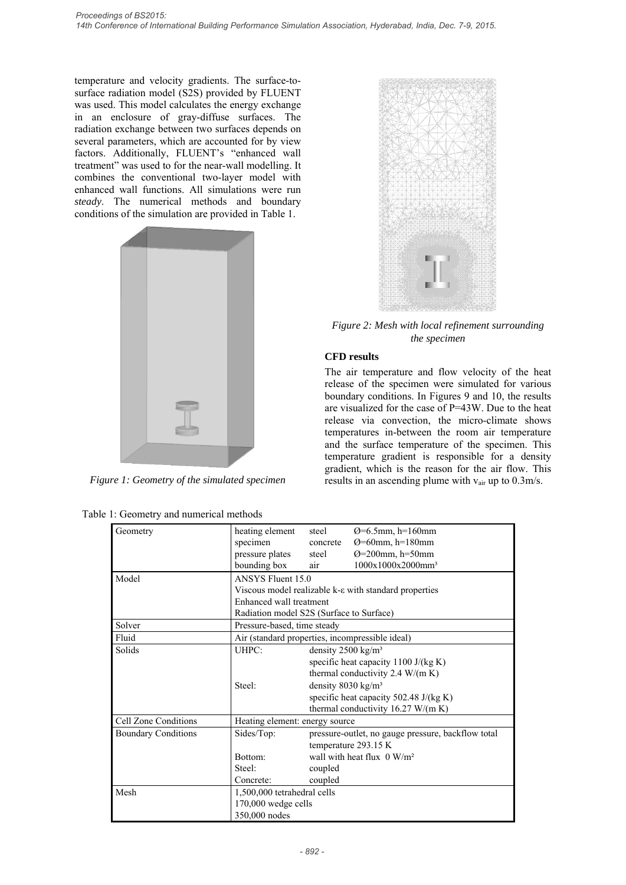temperature and velocity gradients. The surface-to-surface radiation model (S2S) provided by FLUENT was used. This model calculates the energy exchange in an enclosure of gray-diffuse surfaces. The radiation exchange between two surfaces depends on several parameters, which are accounted for by view factors. Additionally, FLUENT's "enhanced wall treatment" was used to for the near-wall modelling. It combines the conventional two-layer model with enhanced wall functions. All simulations were run *steady*. The numerical methods and boundary conditions of the simulation are provided in Table 1.

*Figure 1: Geometry of the simulated specimen*

*Figure 2: Mesh with local refinement surrounding the specimen*

**CFD results**

The air temperature and flow velocity of the heat release of the specimen were simulated for various boundary conditions. In Figures 9 and 10, the results are visualized for the case of P=43W. Due to the heat release via convection, the micro-climate shows temperatures in-between the room air temperature and the surface temperature of the specimen. This temperature gradient is responsible for a density gradient, which is the reason for the air flow. This results in an ascending plume with $v_{air}$ up to 0.3m/s.

Table 1: Geometry and numerical methods

| | | | |
|---|---|---|---|
| Geometry | heating element | steel | Ø=6.5mm, h=160mm |
| | specimen | concrete | Ø=60mm, h=180mm |
| | pressure plates | steel | Ø=200mm, h=50mm |
| | bounding box | air | 1000x1000x2000mm³ |
| Model | ANSYS Fluent 15.0 | | |
| | Viscous model realizable k-ε with standard properties | | |
| | Enhanced wall treatment | | |
| | Radiation model S2S (Surface to Surface) | | |
| Solver | Pressure-based, time steady | | |
| Fluid | Air (standard properties, incompressible ideal) | | |
| Solids | UHPC: | density 2500 kg/m³ | |
| | | specific heat capacity 1100 J/(kg K) | |
| | | thermal conductivity 2.4 W/(m K) | |
| | Steel: | density 8030 kg/m³ | |
| | | specific heat capacity 502.48 J/(kg K) | |
| | | thermal conductivity 16.27 W/(m K) | |
| Cell Zone Conditions | Heating element: energy source | | |
| Boundary Conditions | Sides/Top: | pressure-outlet, no gauge pressure, backflow total temperature 293.15 K | |
| | Bottom: | wall with heat flux 0 W/m² | |
| | Steel: | coupled | |
| | Concrete: | coupled | |
| Mesh | 1,500,000 tetrahedral cells | | |
| | 170,000 wedge cells | | |
| | 350,000 nodes | | |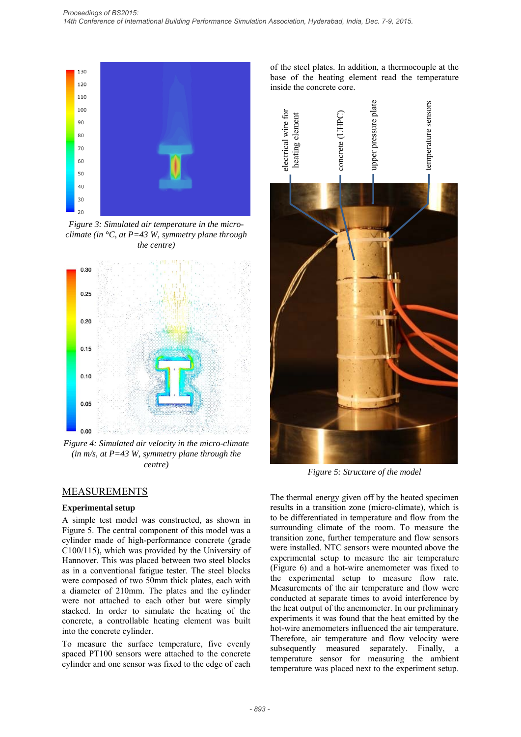*Figure 3: Simulated air temperature in the micro-climate (in °C, at P=43 W, symmetry plane through the centre)*

*Figure 4: Simulated air velocity in the micro-climate (in m/s, at P=43 W, symmetry plane through the centre)*

## MEASUREMENTS

### Experimental setup

A simple test model was constructed, as shown in Figure 5. The central component of this model was a cylinder made of high-performance concrete (grade C100/115), which was provided by the University of Hannover. This was placed between two steel blocks as in a conventional fatigue tester. The steel blocks were composed of two 50mm thick plates, each with a diameter of 210mm. The plates and the cylinder were not attached to each other but were simply stacked. In order to simulate the heating of the concrete, a controllable heating element was built into the concrete cylinder.

To measure the surface temperature, five evenly spaced PT100 sensors were attached to the concrete cylinder and one sensor was fixed to the edge of each of the steel plates. In addition, a thermocouple at the base of the heating element read the temperature inside the concrete core.

*Figure 5: Structure of the model*

The thermal energy given off by the heated specimen results in a transition zone (micro-climate), which is to be differentiated in temperature and flow from the surrounding climate of the room. To measure the transition zone, further temperature and flow sensors were installed. NTC sensors were mounted above the experimental setup to measure the air temperature (Figure 6) and a hot-wire anemometer was fixed to the experimental setup to measure flow rate. Measurements of the air temperature and flow were conducted at separate times to avoid interference by the heat output of the anemometer. In our preliminary experiments it was found that the heat emitted by the hot-wire anemometers influenced the air temperature. Therefore, air temperature and flow velocity were subsequently measured separately. Finally, a temperature sensor for measuring the ambient temperature was placed next to the experiment setup.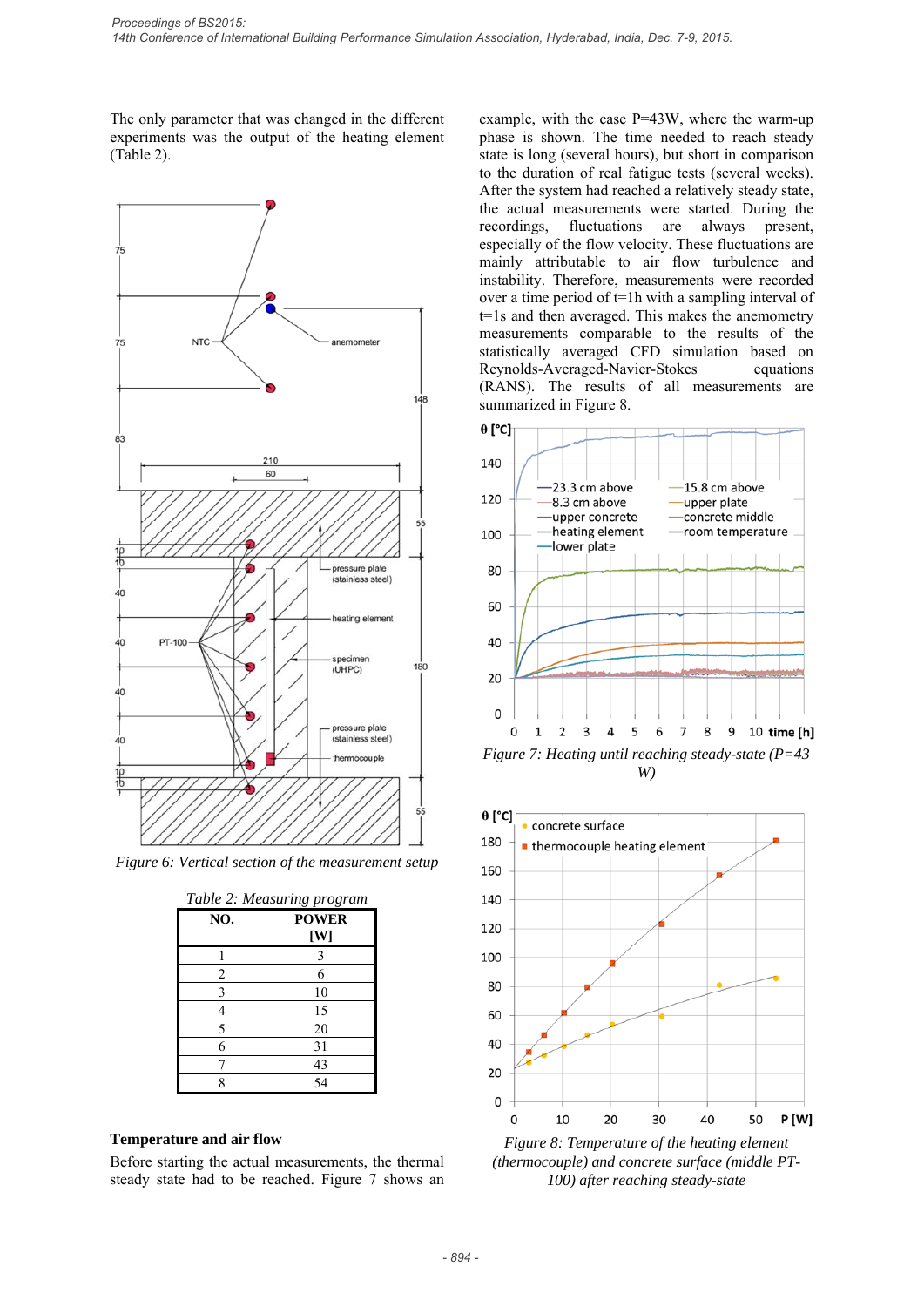The only parameter that was changed in the different experiments was the output of the heating element (Table 2).

Figure 6: Vertical section of the measurement setup

Table 2: Measuring program

| NO. | POWER [W] |
|---|---|
| 1 | 3 |
| 2 | 6 |
| 3 | 10 |
| 4 | 15 |
| 5 | 20 |
| 6 | 31 |
| 7 | 43 |
| 8 | 54 |

## Temperature and air flow

Before starting the actual measurements, the thermal steady state had to be reached. Figure 7 shows an example, with the case P=43W, where the warm-up phase is shown. The time needed to reach steady state is long (several hours), but short in comparison to the duration of real fatigue tests (several weeks). After the system had reached a relatively steady state, the actual measurements were started. During the recordings, fluctuations are always present, especially of the flow velocity. These fluctuations are mainly attributable to air flow turbulence and instability. Therefore, measurements were recorded over a time period of t=1h with a sampling interval of t=1s and then averaged. This makes the anemometry measurements comparable to the results of the statistically averaged CFD simulation based on Reynolds-Averaged-Navier-Stokes equations (RANS). The results of all measurements are summarized in Figure 8.

Figure 7: Heating until reaching steady-state (P=43 W)

Figure 8: Temperature of the heating element (thermocouple) and concrete surface (middle PT-100) after reaching steady-state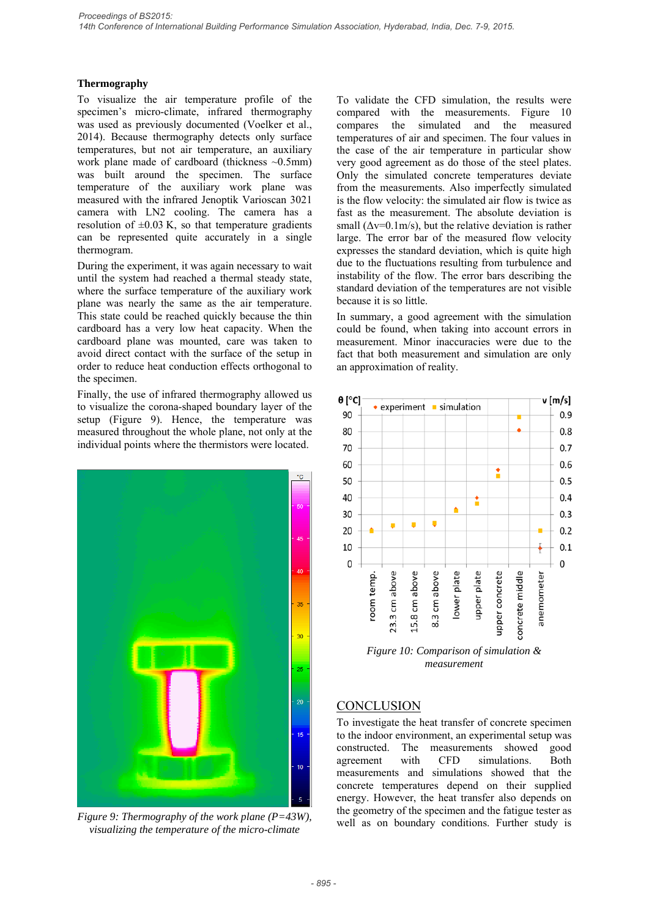## Thermography

To visualize the air temperature profile of the specimen's micro-climate, infrared thermography was used as previously documented (Voelker et al., 2014). Because thermography detects only surface temperatures, but not air temperature, an auxiliary work plane made of cardboard (thickness ~0.5mm) was built around the specimen. The surface temperature of the auxiliary work plane was measured with the infrared Jenoptik Varioscan 3021 camera with LN2 cooling. The camera has a resolution of ±0.03 K, so that temperature gradients can be represented quite accurately in a single thermogram.

During the experiment, it was again necessary to wait until the system had reached a thermal steady state, where the surface temperature of the auxiliary work plane was nearly the same as the air temperature. This state could be reached quickly because the thin cardboard has a very low heat capacity. When the cardboard plane was mounted, care was taken to avoid direct contact with the surface of the setup in order to reduce heat conduction effects orthogonal to the specimen.

Finally, the use of infrared thermography allowed us to visualize the corona-shaped boundary layer of the setup (Figure 9). Hence, the temperature was measured throughout the whole plane, not only at the individual points where the thermistors were located.

*Figure 9: Thermography of the work plane (P=43W), visualizing the temperature of the micro-climate*

To validate the CFD simulation, the results were compared with the measurements. Figure 10 compares the simulated and the measured temperatures of air and specimen. The four values in the case of the air temperature in particular show very good agreement as do those of the steel plates. Only the simulated concrete temperatures deviate from the measurements. Also imperfectly simulated is the flow velocity: the simulated air flow is twice as fast as the measurement. The absolute deviation is small ($\Delta v$=0.1m/s), but the relative deviation is rather large. The error bar of the measured flow velocity expresses the standard deviation, which is quite high due to the fluctuations resulting from turbulence and instability of the flow. The error bars describing the standard deviation of the temperatures are not visible because it is so little.

In summary, a good agreement with the simulation could be found, when taking into account errors in measurement. Minor inaccuracies were due to the fact that both measurement and simulation are only an approximation of reality.

*Figure 10: Comparison of simulation & measurement*

## CONCLUSION

To investigate the heat transfer of concrete specimen to the indoor environment, an experimental setup was constructed. The measurements showed good agreement with CFD simulations. Both measurements and simulations showed that the concrete temperatures depend on their supplied energy. However, the heat transfer also depends on the geometry of the specimen and the fatigue tester as well as on boundary conditions. Further study is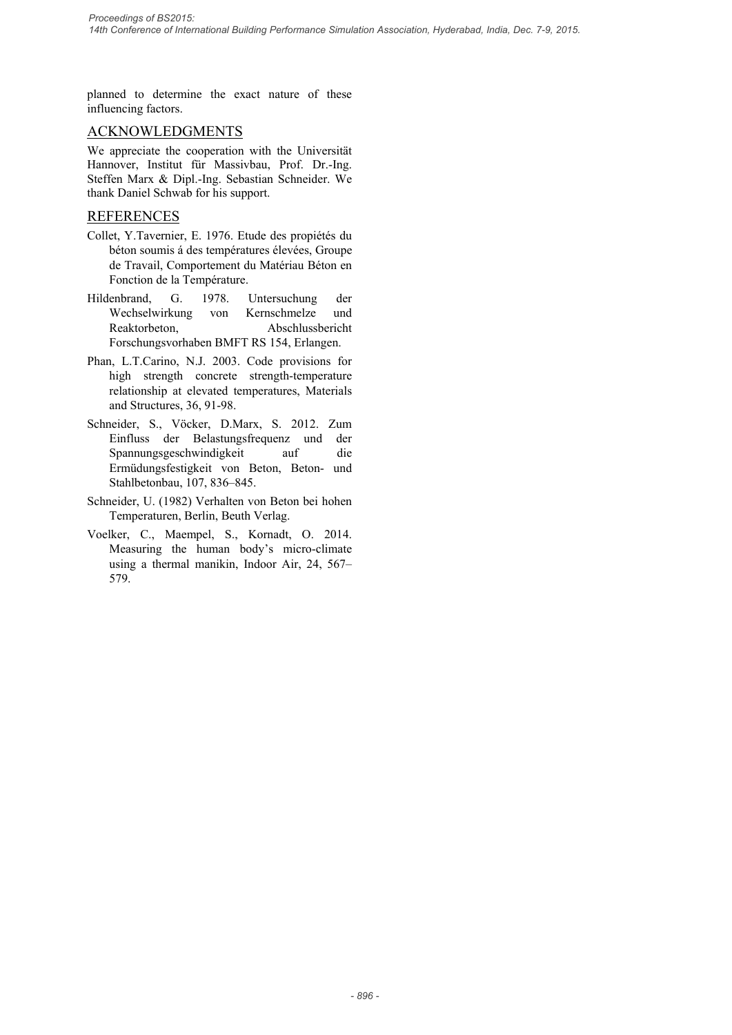planned to determine the exact nature of these influencing factors.

## ACKNOWLEDGMENTS

We appreciate the cooperation with the Universität Hannover, Institut für Massivbau, Prof. Dr.-Ing. Steffen Marx & Dipl.-Ing. Sebastian Schneider. We thank Daniel Schwab for his support.

## REFERENCES

Collet, Y.Tavernier, E. 1976. Etude des propiétés du béton soumis á des températures élevées, Groupe de Travail, Comportement du Matériau Béton en Fonction de la Température.

Hildenbrand, G. 1978. Untersuchung der Wechselwirkung von Kernschmelze und Reaktorbeton, Abschlussbericht Forschungsvorhaben BMFT RS 154, Erlangen.

Phan, L.T.Carino, N.J. 2003. Code provisions for high strength concrete strength-temperature relationship at elevated temperatures, Materials and Structures, 36, 91-98.

Schneider, S., Vöcker, D.Marx, S. 2012. Zum Einfluss der Belastungsfrequenz und der Spannungsgeschwindigkeit auf die Ermüdungsfestigkeit von Beton, Beton- und Stahlbetonbau, 107, 836–845.

Schneider, U. (1982) Verhalten von Beton bei hohen Temperaturen, Berlin, Beuth Verlag.

Voelker, C., Maempel, S., Kornadt, O. 2014. Measuring the human body's micro-climate using a thermal manikin, Indoor Air, 24, 567–579.